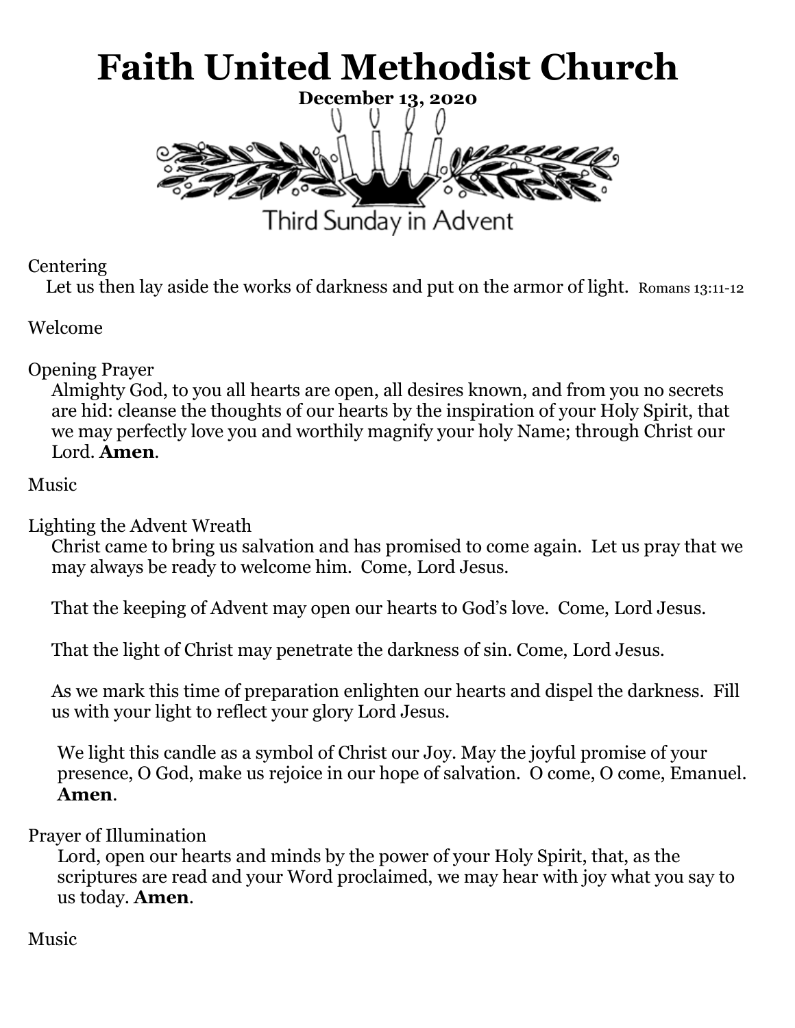# Faith United Methodist Church

**December 13, 2020**

Third Sunday in Advent

Centering

Let us then lay aside the works of darkness and put on the armor of light. Romans 13:11-12

Welcome

Opening Prayer

Almighty God, to you all hearts are open, all desires known, and from you no secrets are hid: cleanse the thoughts of our hearts by the inspiration of your Holy Spirit, that we may perfectly love you and worthily magnify your holy Name; through Christ our Lord. **Amen**.

Music

Lighting the Advent Wreath

Christ came to bring us salvation and has promised to come again. Let us pray that we may always be ready to welcome him. Come, Lord Jesus.

That the keeping of Advent may open our hearts to God's love. Come, Lord Jesus.

That the light of Christ may penetrate the darkness of sin. Come, Lord Jesus.

As we mark this time of preparation enlighten our hearts and dispel the darkness. Fill us with your light to reflect your glory Lord Jesus.

We light this candle as a symbol of Christ our Joy. May the joyful promise of your presence, O God, make us rejoice in our hope of salvation. O come, O come, Emanuel. **Amen**.

Prayer of Illumination

Lord, open our hearts and minds by the power of your Holy Spirit, that, as the scriptures are read and your Word proclaimed, we may hear with joy what you say to us today. **Amen**.

Music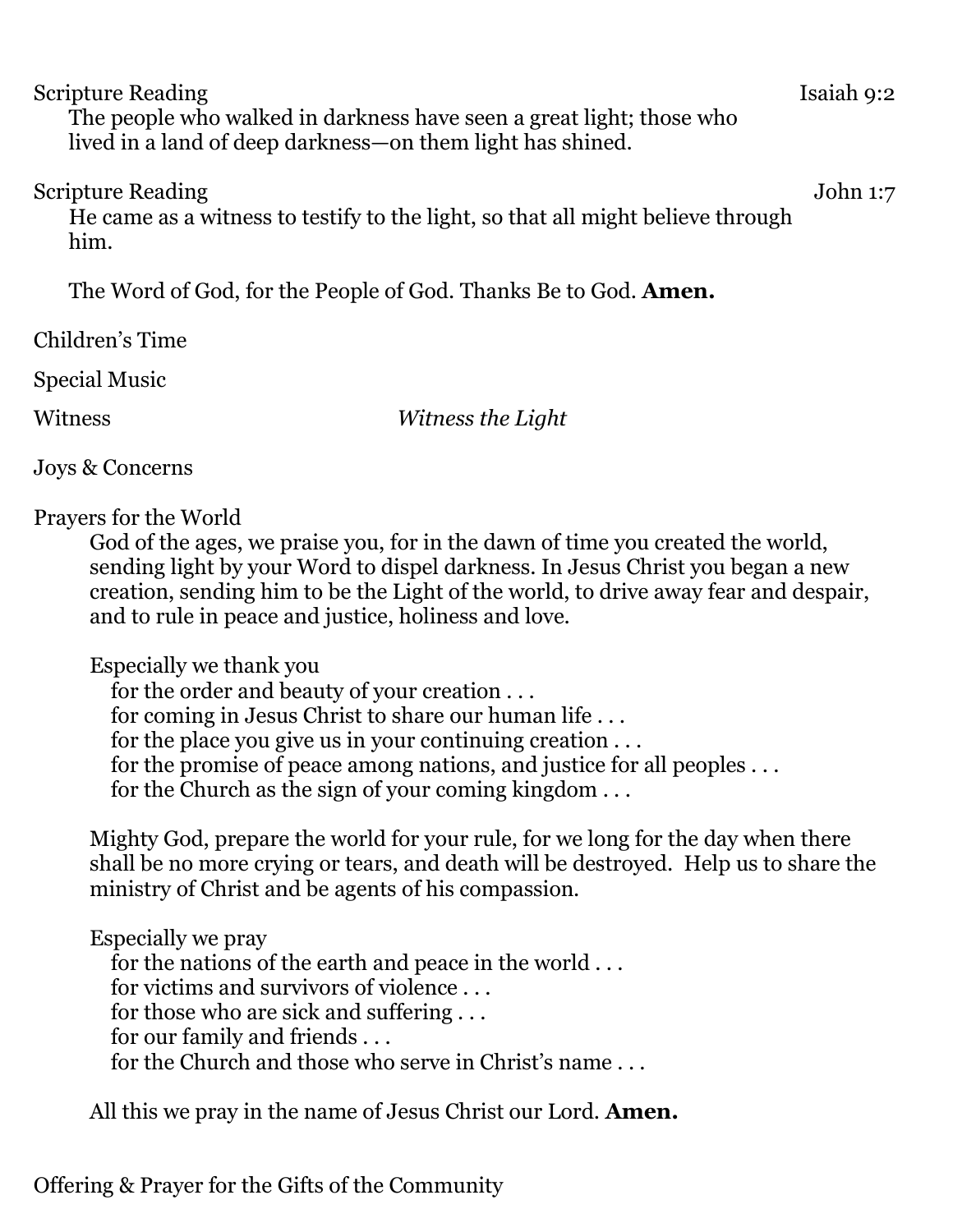Scripture Reading Isaiah 9:2

The people who walked in darkness have seen a great light; those who lived in a land of deep darkness—on them light has shined.

Scripture Reading John 1:7

He came as a witness to testify to the light, so that all might believe through him.

The Word of God, for the People of God. Thanks Be to God. **Amen.**

Children's Time

Special Music

Witness *Witness the Light*

Joys & Concerns

Prayers for the World

God of the ages, we praise you, for in the dawn of time you created the world, sending light by your Word to dispel darkness. In Jesus Christ you began a new creation, sending him to be the Light of the world, to drive away fear and despair, and to rule in peace and justice, holiness and love.

Especially we thank you
for the order and beauty of your creation . . .
for coming in Jesus Christ to share our human life . . .
for the place you give us in your continuing creation . . .
for the promise of peace among nations, and justice for all peoples . . .
for the Church as the sign of your coming kingdom . . .

Mighty God, prepare the world for your rule, for we long for the day when there shall be no more crying or tears, and death will be destroyed. Help us to share the ministry of Christ and be agents of his compassion.

Especially we pray
for the nations of the earth and peace in the world . . .
for victims and survivors of violence . . .
for those who are sick and suffering . . .
for our family and friends . . .
for the Church and those who serve in Christ's name . . .

All this we pray in the name of Jesus Christ our Lord. **Amen.**

Offering & Prayer for the Gifts of the Community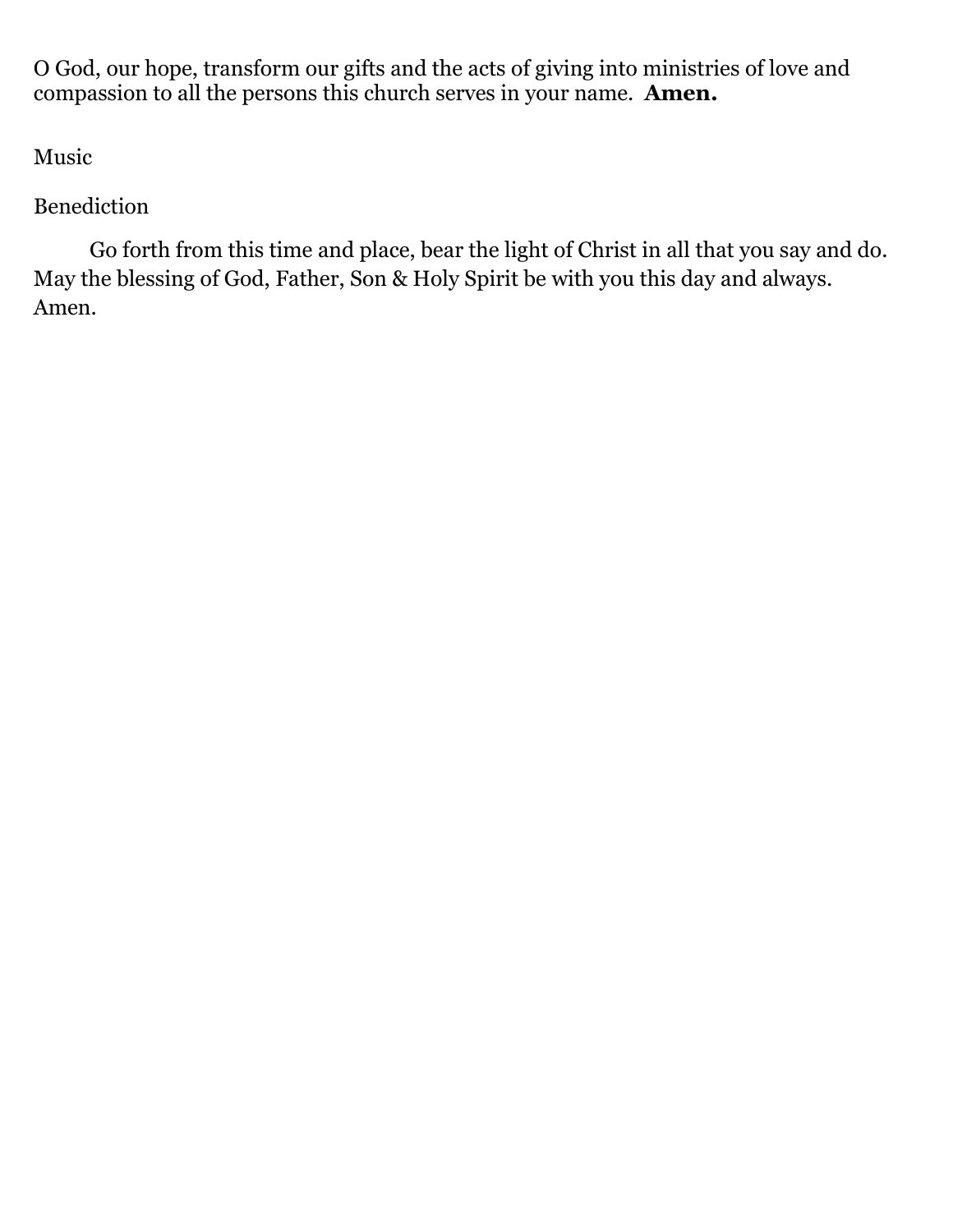O God, our hope, transform our gifts and the acts of giving into ministries of love and compassion to all the persons this church serves in your name. **Amen.**

Music

Benediction

Go forth from this time and place, bear the light of Christ in all that you say and do. May the blessing of God, Father, Son & Holy Spirit be with you this day and always. Amen.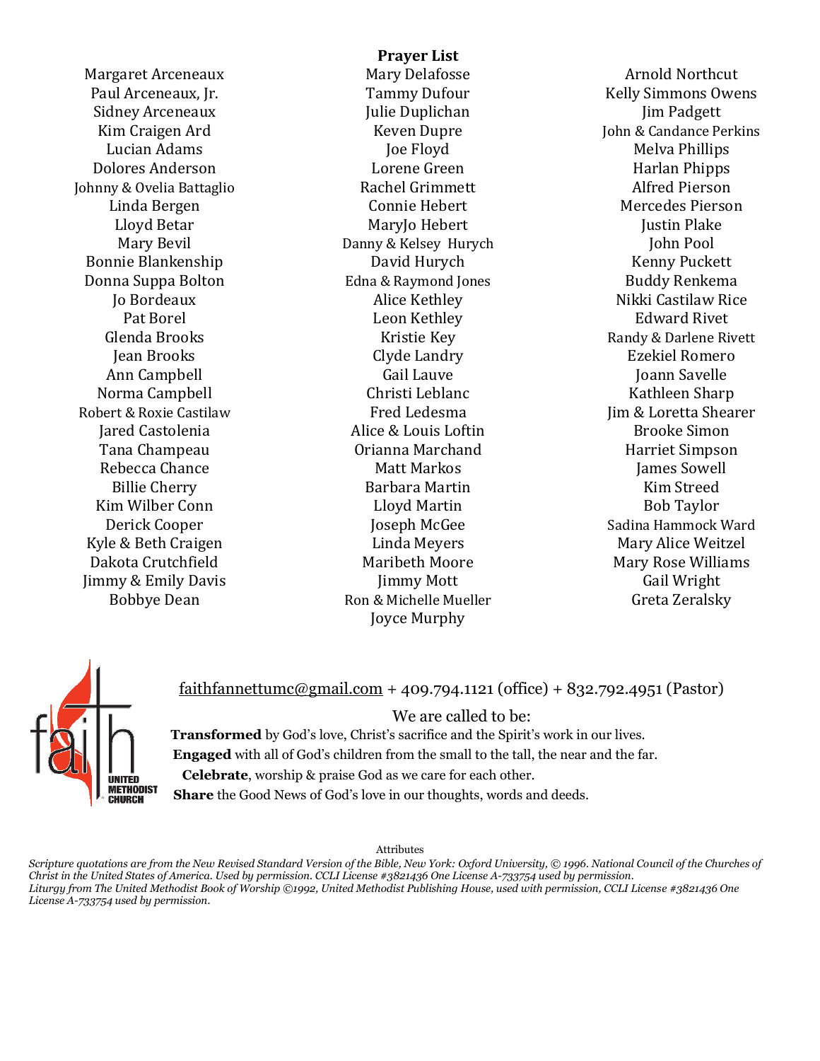## Prayer List

Margaret Arceneaux
Paul Arceneaux, Jr.
Sidney Arceneaux
Kim Craigen Ard
Lucian Adams
Dolores Anderson
Johnny & Ovelia Battaglio
Linda Bergen
Lloyd Betar
Mary Bevil
Bonnie Blankenship
Donna Suppa Bolton
Jo Bordeaux
Pat Borel
Glenda Brooks
Jean Brooks
Ann Campbell
Norma Campbell
Robert & Roxie Castilaw
Jared Castolenia
Tana Champeau
Rebecca Chance
Billie Cherry
Kim Wilber Conn
Derick Cooper
Kyle & Beth Craigen
Dakota Crutchfield
Jimmy & Emily Davis
Bobbye Dean

Mary Delafosse
Tammy Dufour
Julie Duplichan
Keven Dupre
Joe Floyd
Lorene Green
Rachel Grimmett
Connie Hebert
MaryJo Hebert
Danny & Kelsey Hurych
David Hurych
Edna & Raymond Jones
Alice Kethley
Leon Kethley
Kristie Key
Clyde Landry
Gail Lauve
Christi Leblanc
Fred Ledesma
Alice & Louis Loftin
Orianna Marchand
Matt Markos
Barbara Martin
Lloyd Martin
Joseph McGee
Linda Meyers
Maribeth Moore
Jimmy Mott
Ron & Michelle Mueller
Joyce Murphy

Arnold Northcut
Kelly Simmons Owens
Jim Padgett
John & Candance Perkins
Melva Phillips
Harlan Phipps
Alfred Pierson
Mercedes Pierson
Justin Plake
John Pool
Kenny Puckett
Buddy Renkema
Nikki Castilaw Rice
Edward Rivet
Randy & Darlene Rivett
Ezekiel Romero
Joann Savelle
Kathleen Sharp
Jim & Loretta Shearer
Brooke Simon
Harriet Simpson
James Sowell
Kim Streed
Bob Taylor
Sadina Hammock Ward
Mary Alice Weitzel
Mary Rose Williams
Gail Wright
Greta Zeralsky

faith UNITED METHODIST CHURCH

faithfannettumc@gmail.com + 409.794.1121 (office) + 832.792.4951 (Pastor)

We are called to be:

**Transformed** by God's love, Christ's sacrifice and the Spirit's work in our lives.
**Engaged** with all of God's children from the small to the tall, the near and the far.
**Celebrate**, worship & praise God as we care for each other.
**Share** the Good News of God's love in our thoughts, words and deeds.

Attributes

*Scripture quotations are from the New Revised Standard Version of the Bible, New York: Oxford University, © 1996. National Council of the Churches of Christ in the United States of America. Used by permission. CCLI License #3821436 One License A-733754 used by permission.*
*Liturgy from The United Methodist Book of Worship ©1992, United Methodist Publishing House, used with permission, CCLI License #3821436 One License A-733754 used by permission.*